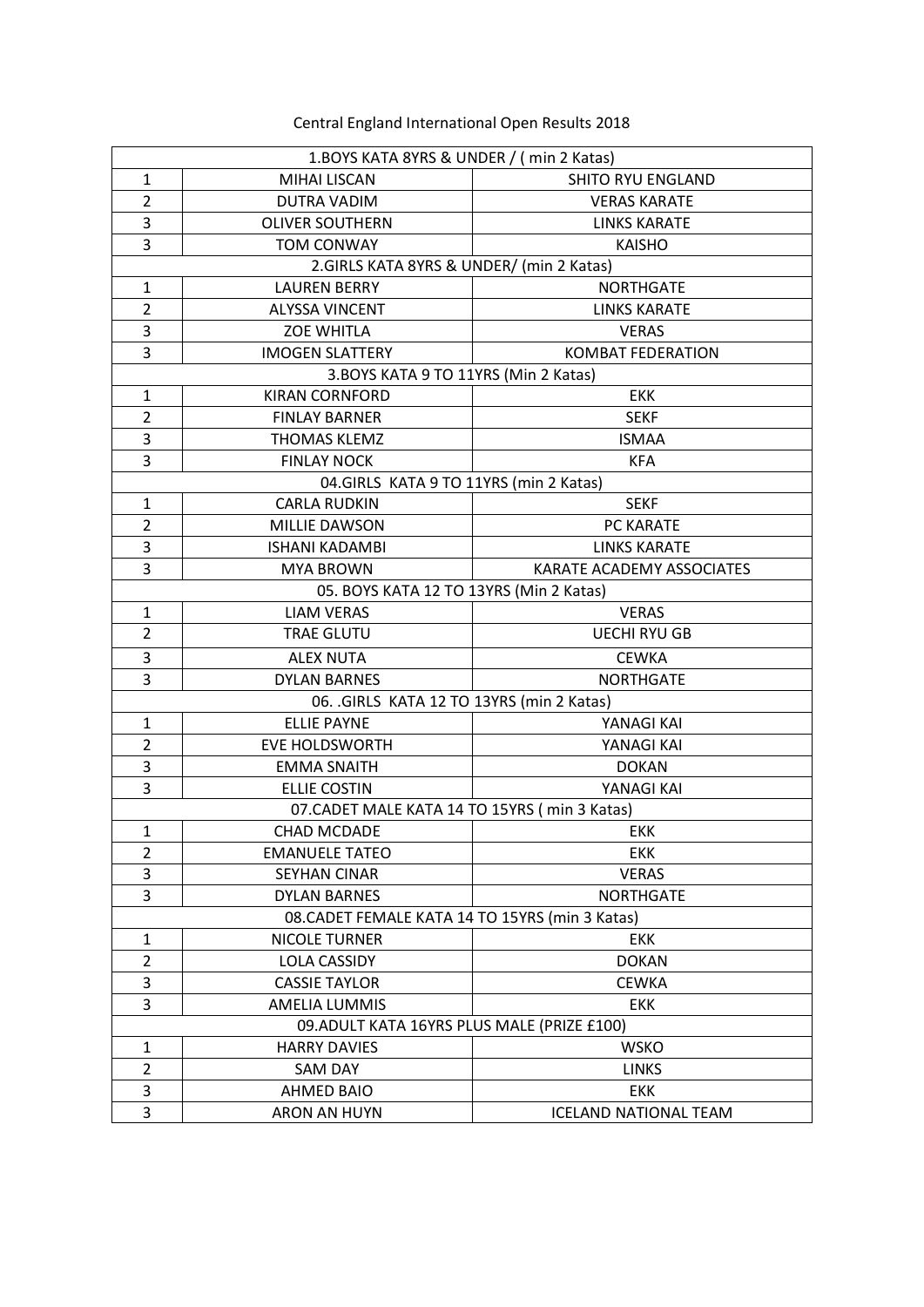# Central England International Open Results 2018

| 1.BOYS KATA 8YRS & UNDER / ( min 2 Katas) | | |
|---|---|---|
| 1 | MIHAI LISCAN | SHITO RYU ENGLAND |
| 2 | DUTRA VADIM | VERAS KARATE |
| 3 | OLIVER SOUTHERN | LINKS KARATE |
| 3 | TOM CONWAY | KAISHO |
| 2.GIRLS KATA 8YRS & UNDER/ (min 2 Katas) | | |
| 1 | LAUREN BERRY | NORTHGATE |
| 2 | ALYSSA VINCENT | LINKS KARATE |
| 3 | ZOE WHITLA | VERAS |
| 3 | IMOGEN SLATTERY | KOMBAT FEDERATION |
| 3.BOYS KATA 9 TO 11YRS (Min 2 Katas) | | |
| 1 | KIRAN CORNFORD | EKK |
| 2 | FINLAY BARNER | SEKF |
| 3 | THOMAS KLEMZ | ISMAA |
| 3 | FINLAY NOCK | KFA |
| 04.GIRLS KATA 9 TO 11YRS (min 2 Katas) | | |
| 1 | CARLA RUDKIN | SEKF |
| 2 | MILLIE DAWSON | PC KARATE |
| 3 | ISHANI KADAMBI | LINKS KARATE |
| 3 | MYA BROWN | KARATE ACADEMY ASSOCIATES |
| 05. BOYS KATA 12 TO 13YRS (Min 2 Katas) | | |
| 1 | LIAM VERAS | VERAS |
| 2 | TRAE GLUTU | UECHI RYU GB |
| 3 | ALEX NUTA | CEWKA |
| 3 | DYLAN BARNES | NORTHGATE |
| 06. .GIRLS KATA 12 TO 13YRS (min 2 Katas) | | |
| 1 | ELLIE PAYNE | YANAGI KAI |
| 2 | EVE HOLDSWORTH | YANAGI KAI |
| 3 | EMMA SNAITH | DOKAN |
| 3 | ELLIE COSTIN | YANAGI KAI |
| 07.CADET MALE KATA 14 TO 15YRS ( min 3 Katas) | | |
| 1 | CHAD MCDADE | EKK |
| 2 | EMANUELE TATEO | EKK |
| 3 | SEYHAN CINAR | VERAS |
| 3 | DYLAN BARNES | NORTHGATE |
| 08.CADET FEMALE KATA 14 TO 15YRS (min 3 Katas) | | |
| 1 | NICOLE TURNER | EKK |
| 2 | LOLA CASSIDY | DOKAN |
| 3 | CASSIE TAYLOR | CEWKA |
| 3 | AMELIA LUMMIS | EKK |
| 09.ADULT KATA 16YRS PLUS MALE (PRIZE £100) | | |
| 1 | HARRY DAVIES | WSKO |
| 2 | SAM DAY | LINKS |
| 3 | AHMED BAIO | EKK |
| 3 | ARON AN HUYN | ICELAND NATIONAL TEAM |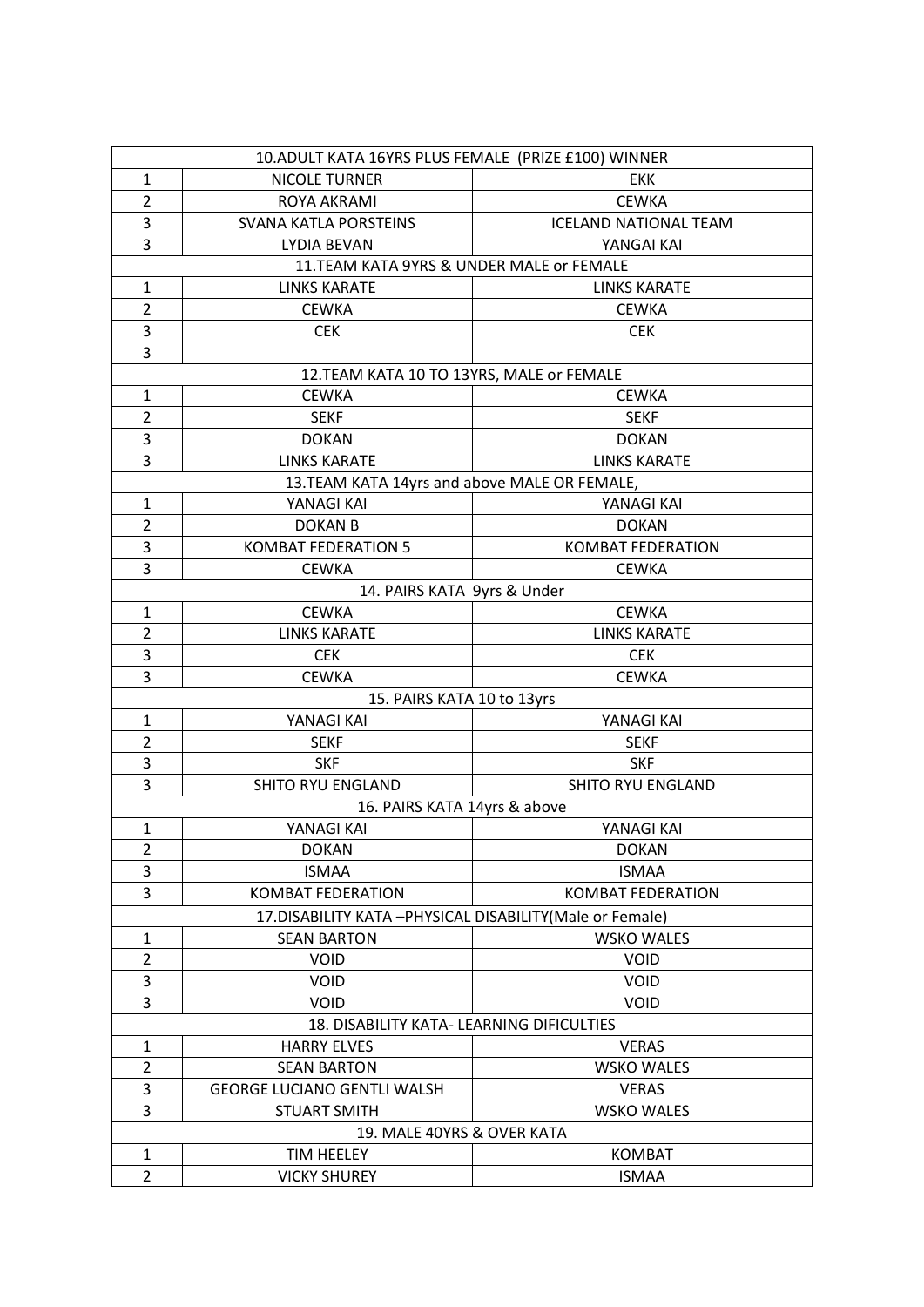| 10.ADULT KATA 16YRS PLUS FEMALE (PRIZE £100) WINNER | | |
|---|---|---|
| 1 | NICOLE TURNER | EKK |
| 2 | ROYA AKRAMI | CEWKA |
| 3 | SVANA KATLA PORSTEINS | ICELAND NATIONAL TEAM |
| 3 | LYDIA BEVAN | YANGAI KAI |
| 11.TEAM KATA 9YRS & UNDER MALE or FEMALE | | |
| 1 | LINKS KARATE | LINKS KARATE |
| 2 | CEWKA | CEWKA |
| 3 | CEK | CEK |
| 3 | | |
| 12.TEAM KATA 10 TO 13YRS, MALE or FEMALE | | |
| 1 | CEWKA | CEWKA |
| 2 | SEKF | SEKF |
| 3 | DOKAN | DOKAN |
| 3 | LINKS KARATE | LINKS KARATE |
| 13.TEAM KATA 14yrs and above MALE OR FEMALE, | | |
| 1 | YANAGI KAI | YANAGI KAI |
| 2 | DOKAN B | DOKAN |
| 3 | KOMBAT FEDERATION 5 | KOMBAT FEDERATION |
| 3 | CEWKA | CEWKA |
| 14. PAIRS KATA 9yrs & Under | | |
| 1 | CEWKA | CEWKA |
| 2 | LINKS KARATE | LINKS KARATE |
| 3 | CEK | CEK |
| 3 | CEWKA | CEWKA |
| 15. PAIRS KATA 10 to 13yrs | | |
| 1 | YANAGI KAI | YANAGI KAI |
| 2 | SEKF | SEKF |
| 3 | SKF | SKF |
| 3 | SHITO RYU ENGLAND | SHITO RYU ENGLAND |
| 16. PAIRS KATA 14yrs & above | | |
| 1 | YANAGI KAI | YANAGI KAI |
| 2 | DOKAN | DOKAN |
| 3 | ISMAA | ISMAA |
| 3 | KOMBAT FEDERATION | KOMBAT FEDERATION |
| 17.DISABILITY KATA –PHYSICAL DISABILITY(Male or Female) | | |
| 1 | SEAN BARTON | WSKO WALES |
| 2 | VOID | VOID |
| 3 | VOID | VOID |
| 3 | VOID | VOID |
| 18. DISABILITY KATA- LEARNING DIFICULTIES | | |
| 1 | HARRY ELVES | VERAS |
| 2 | SEAN BARTON | WSKO WALES |
| 3 | GEORGE LUCIANO GENTLI WALSH | VERAS |
| 3 | STUART SMITH | WSKO WALES |
| 19. MALE 40YRS & OVER KATA | | |
| 1 | TIM HEELEY | KOMBAT |
| 2 | VICKY SHUREY | ISMAA |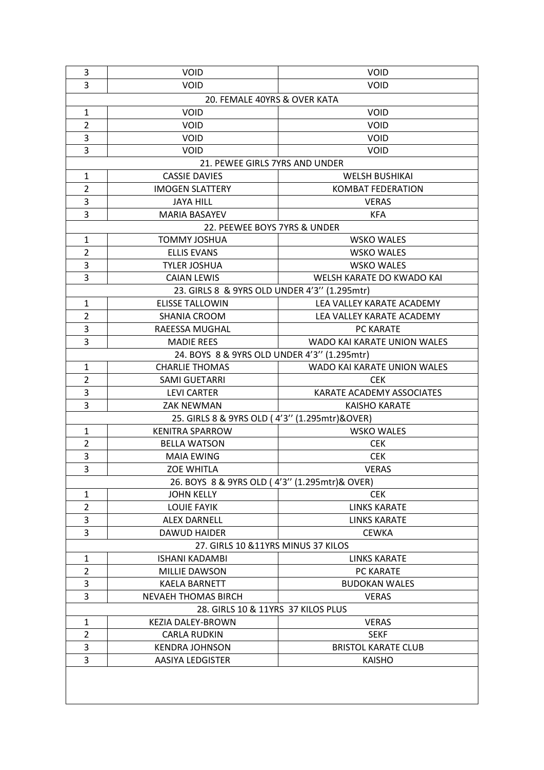| | | |
|---|---|---|
| 3 | VOID | VOID |
| 3 | VOID | VOID |
| **20. FEMALE 40YRS & OVER KATA** | | |
| 1 | VOID | VOID |
| 2 | VOID | VOID |
| 3 | VOID | VOID |
| 3 | VOID | VOID |
| **21. PEWEE GIRLS 7YRS AND UNDER** | | |
| 1 | CASSIE DAVIES | WELSH BUSHIKAI |
| 2 | IMOGEN SLATTERY | KOMBAT FEDERATION |
| 3 | JAYA HILL | VERAS |
| 3 | MARIA BASAYEV | KFA |
| **22. PEEWEE BOYS 7YRS & UNDER** | | |
| 1 | TOMMY JOSHUA | WSKO WALES |
| 2 | ELLIS EVANS | WSKO WALES |
| 3 | TYLER JOSHUA | WSKO WALES |
| 3 | CAIAN LEWIS | WELSH KARATE DO KWADO KAI |
| **23. GIRLS 8 & 9YRS OLD UNDER 4'3'' (1.295mtr)** | | |
| 1 | ELISSE TALLOWIN | LEA VALLEY KARATE ACADEMY |
| 2 | SHANIA CROOM | LEA VALLEY KARATE ACADEMY |
| 3 | RAEESSA MUGHAL | PC KARATE |
| 3 | MADIE REES | WADO KAI KARATE UNION WALES |
| **24. BOYS 8 & 9YRS OLD UNDER 4'3'' (1.295mtr)** | | |
| 1 | CHARLIE THOMAS | WADO KAI KARATE UNION WALES |
| 2 | SAMI GUETARRI | CEK |
| 3 | LEVI CARTER | KARATE ACADEMY ASSOCIATES |
| 3 | ZAK NEWMAN | KAISHO KARATE |
| **25. GIRLS 8 & 9YRS OLD ( 4'3'' (1.295mtr)&OVER)** | | |
| 1 | KENITRA SPARROW | WSKO WALES |
| 2 | BELLA WATSON | CEK |
| 3 | MAIA EWING | CEK |
| 3 | ZOE WHITLA | VERAS |
| **26. BOYS 8 & 9YRS OLD ( 4'3'' (1.295mtr)& OVER)** | | |
| 1 | JOHN KELLY | CEK |
| 2 | LOUIE FAYIK | LINKS KARATE |
| 3 | ALEX DARNELL | LINKS KARATE |
| 3 | DAWUD HAIDER | CEWKA |
| **27. GIRLS 10 &11YRS MINUS 37 KILOS** | | |
| 1 | ISHANI KADAMBI | LINKS KARATE |
| 2 | MILLIE DAWSON | PC KARATE |
| 3 | KAELA BARNETT | BUDOKAN WALES |
| 3 | NEVAEH THOMAS BIRCH | VERAS |
| **28. GIRLS 10 & 11YRS 37 KILOS PLUS** | | |
| 1 | KEZIA DALEY-BROWN | VERAS |
| 2 | CARLA RUDKIN | SEKF |
| 3 | KENDRA JOHNSON | BRISTOL KARATE CLUB |
| 3 | AASIYA LEDGISTER | KAISHO |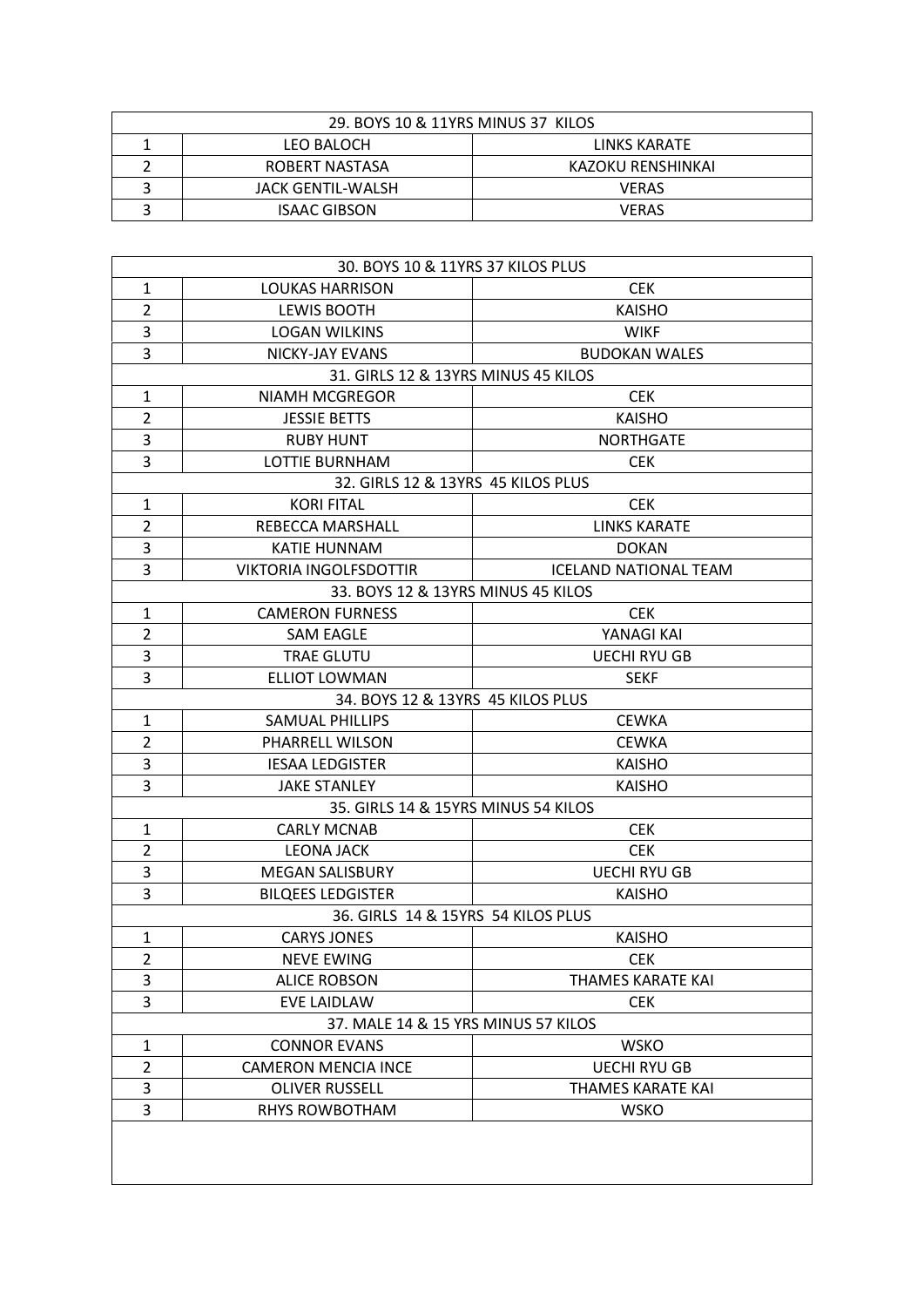| 29. BOYS 10 & 11YRS MINUS 37 KILOS | | |
|---|---|---|
| 1 | LEO BALOCH | LINKS KARATE |
| 2 | ROBERT NASTASA | KAZOKU RENSHINKAI |
| 3 | JACK GENTIL-WALSH | VERAS |
| 3 | ISAAC GIBSON | VERAS |

| 30. BOYS 10 & 11YRS 37 KILOS PLUS | | |
|---|---|---|
| 1 | LOUKAS HARRISON | CEK |
| 2 | LEWIS BOOTH | KAISHO |
| 3 | LOGAN WILKINS | WIKF |
| 3 | NICKY-JAY EVANS | BUDOKAN WALES |
| 31. GIRLS 12 & 13YRS MINUS 45 KILOS | | |
| 1 | NIAMH MCGREGOR | CEK |
| 2 | JESSIE BETTS | KAISHO |
| 3 | RUBY HUNT | NORTHGATE |
| 3 | LOTTIE BURNHAM | CEK |
| 32. GIRLS 12 & 13YRS 45 KILOS PLUS | | |
| 1 | KORI FITAL | CEK |
| 2 | REBECCA MARSHALL | LINKS KARATE |
| 3 | KATIE HUNNAM | DOKAN |
| 3 | VIKTORIA INGOLFSDOTTIR | ICELAND NATIONAL TEAM |
| 33. BOYS 12 & 13YRS MINUS 45 KILOS | | |
| 1 | CAMERON FURNESS | CEK |
| 2 | SAM EAGLE | YANAGI KAI |
| 3 | TRAE GLUTU | UECHI RYU GB |
| 3 | ELLIOT LOWMAN | SEKF |
| 34. BOYS 12 & 13YRS 45 KILOS PLUS | | |
| 1 | SAMUAL PHILLIPS | CEWKA |
| 2 | PHARRELL WILSON | CEWKA |
| 3 | IESAA LEDGISTER | KAISHO |
| 3 | JAKE STANLEY | KAISHO |
| 35. GIRLS 14 & 15YRS MINUS 54 KILOS | | |
| 1 | CARLY MCNAB | CEK |
| 2 | LEONA JACK | CEK |
| 3 | MEGAN SALISBURY | UECHI RYU GB |
| 3 | BILQEES LEDGISTER | KAISHO |
| 36. GIRLS 14 & 15YRS 54 KILOS PLUS | | |
| 1 | CARYS JONES | KAISHO |
| 2 | NEVE EWING | CEK |
| 3 | ALICE ROBSON | THAMES KARATE KAI |
| 3 | EVE LAIDLAW | CEK |
| 37. MALE 14 & 15 YRS MINUS 57 KILOS | | |
| 1 | CONNOR EVANS | WSKO |
| 2 | CAMERON MENCIA INCE | UECHI RYU GB |
| 3 | OLIVER RUSSELL | THAMES KARATE KAI |
| 3 | RHYS ROWBOTHAM | WSKO |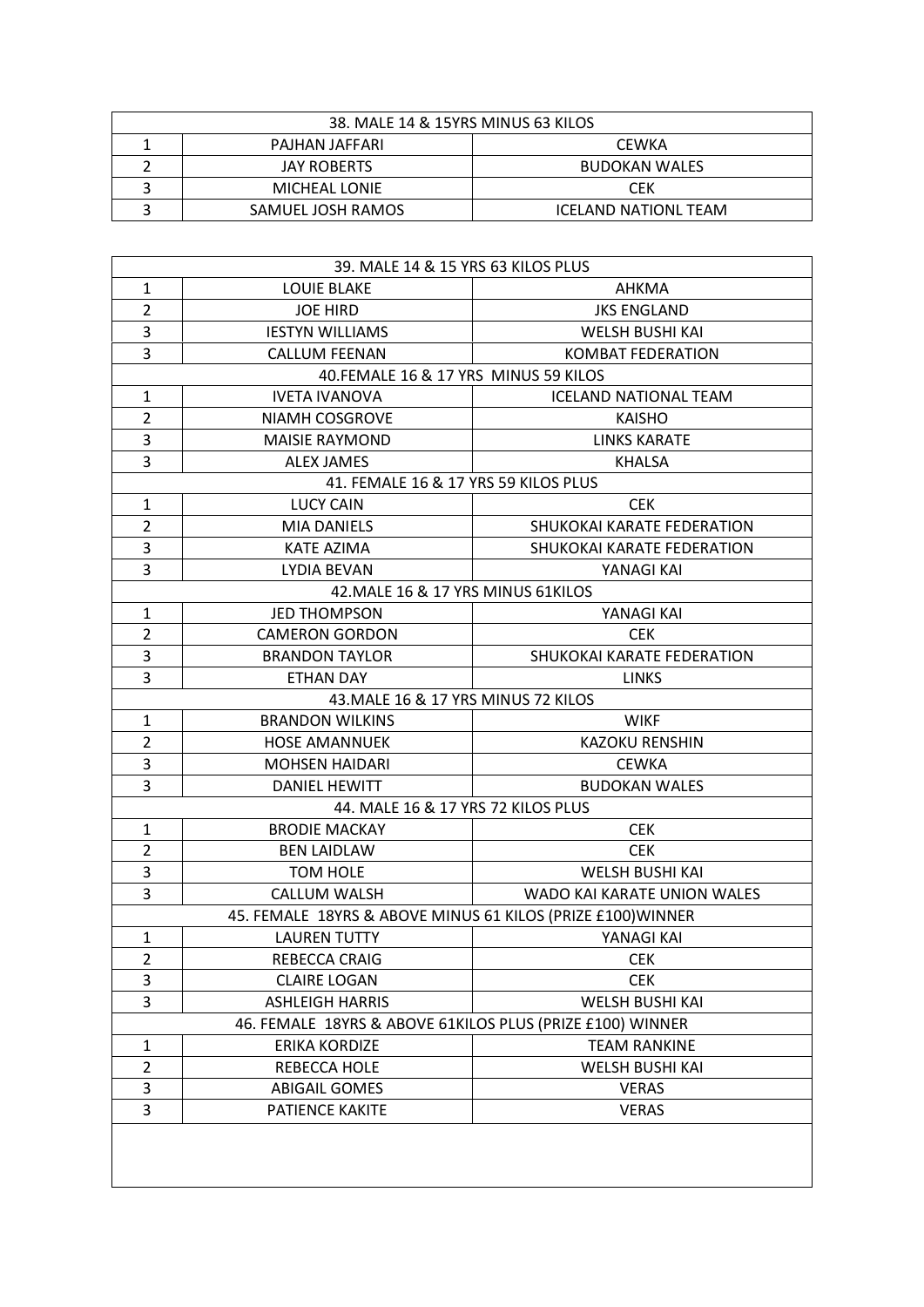| 38. MALE 14 & 15YRS MINUS 63 KILOS | | |
|---|---|---|
| 1 | PAJHAN JAFFARI | CEWKA |
| 2 | JAY ROBERTS | BUDOKAN WALES |
| 3 | MICHEAL LONIE | CEK |
| 3 | SAMUEL JOSH RAMOS | ICELAND NATIONL TEAM |

| 39. MALE 14 & 15 YRS 63 KILOS PLUS | | |
|---|---|---|
| 1 | LOUIE BLAKE | AHKMA |
| 2 | JOE HIRD | JKS ENGLAND |
| 3 | IESTYN WILLIAMS | WELSH BUSHI KAI |
| 3 | CALLUM FEENAN | KOMBAT FEDERATION |
| 40.FEMALE 16 & 17 YRS MINUS 59 KILOS | | |
| 1 | IVETA IVANOVA | ICELAND NATIONAL TEAM |
| 2 | NIAMH COSGROVE | KAISHO |
| 3 | MAISIE RAYMOND | LINKS KARATE |
| 3 | ALEX JAMES | KHALSA |
| 41. FEMALE 16 & 17 YRS 59 KILOS PLUS | | |
| 1 | LUCY CAIN | CEK |
| 2 | MIA DANIELS | SHUKOKAI KARATE FEDERATION |
| 3 | KATE AZIMA | SHUKOKAI KARATE FEDERATION |
| 3 | LYDIA BEVAN | YANAGI KAI |
| 42.MALE 16 & 17 YRS MINUS 61KILOS | | |
| 1 | JED THOMPSON | YANAGI KAI |
| 2 | CAMERON GORDON | CEK |
| 3 | BRANDON TAYLOR | SHUKOKAI KARATE FEDERATION |
| 3 | ETHAN DAY | LINKS |
| 43.MALE 16 & 17 YRS MINUS 72 KILOS | | |
| 1 | BRANDON WILKINS | WIKF |
| 2 | HOSE AMANNUEK | KAZOKU RENSHIN |
| 3 | MOHSEN HAIDARI | CEWKA |
| 3 | DANIEL HEWITT | BUDOKAN WALES |
| 44. MALE 16 & 17 YRS 72 KILOS PLUS | | |
| 1 | BRODIE MACKAY | CEK |
| 2 | BEN LAIDLAW | CEK |
| 3 | TOM HOLE | WELSH BUSHI KAI |
| 3 | CALLUM WALSH | WADO KAI KARATE UNION WALES |
| 45. FEMALE 18YRS & ABOVE MINUS 61 KILOS (PRIZE £100)WINNER | | |
| 1 | LAUREN TUTTY | YANAGI KAI |
| 2 | REBECCA CRAIG | CEK |
| 3 | CLAIRE LOGAN | CEK |
| 3 | ASHLEIGH HARRIS | WELSH BUSHI KAI |
| 46. FEMALE 18YRS & ABOVE 61KILOS PLUS (PRIZE £100) WINNER | | |
| 1 | ERIKA KORDIZE | TEAM RANKINE |
| 2 | REBECCA HOLE | WELSH BUSHI KAI |
| 3 | ABIGAIL GOMES | VERAS |
| 3 | PATIENCE KAKITE | VERAS |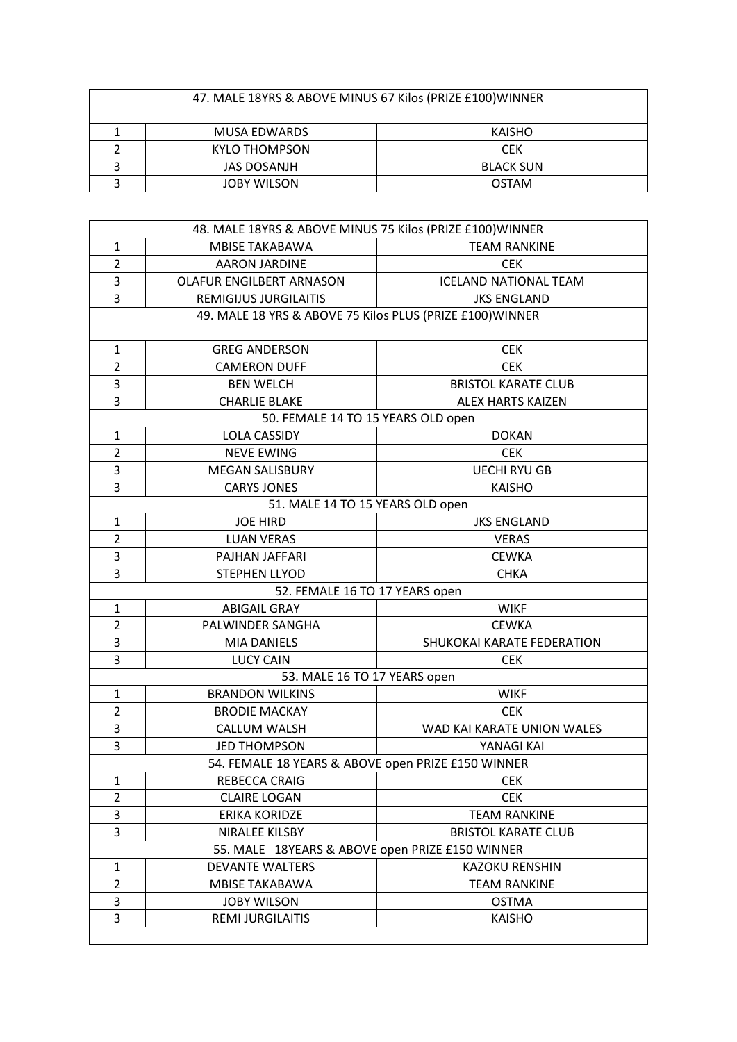| 47. MALE 18YRS & ABOVE MINUS 67 Kilos (PRIZE £100)WINNER | | |
|---|---|---|
| 1 | MUSA EDWARDS | KAISHO |
| 2 | KYLO THOMPSON | CEK |
| 3 | JAS DOSANJH | BLACK SUN |
| 3 | JOBY WILSON | OSTAM |

| 48. MALE 18YRS & ABOVE MINUS 75 Kilos (PRIZE £100)WINNER | | |
|---|---|---|
| 1 | MBISE TAKABAWA | TEAM RANKINE |
| 2 | AARON JARDINE | CEK |
| 3 | OLAFUR ENGILBERT ARNASON | ICELAND NATIONAL TEAM |
| 3 | REMIGIJUS JURGILAITIS | JKS ENGLAND |
| 49. MALE 18 YRS & ABOVE 75 Kilos PLUS (PRIZE £100)WINNER | | |
| 1 | GREG ANDERSON | CEK |
| 2 | CAMERON DUFF | CEK |
| 3 | BEN WELCH | BRISTOL KARATE CLUB |
| 3 | CHARLIE BLAKE | ALEX HARTS KAIZEN |
| 50. FEMALE 14 TO 15 YEARS OLD open | | |
| 1 | LOLA CASSIDY | DOKAN |
| 2 | NEVE EWING | CEK |
| 3 | MEGAN SALISBURY | UECHI RYU GB |
| 3 | CARYS JONES | KAISHO |
| 51. MALE 14 TO 15 YEARS OLD open | | |
| 1 | JOE HIRD | JKS ENGLAND |
| 2 | LUAN VERAS | VERAS |
| 3 | PAJHAN JAFFARI | CEWKA |
| 3 | STEPHEN LLYOD | CHKA |
| 52. FEMALE 16 TO 17 YEARS open | | |
| 1 | ABIGAIL GRAY | WIKF |
| 2 | PALWINDER SANGHA | CEWKA |
| 3 | MIA DANIELS | SHUKOKAI KARATE FEDERATION |
| 3 | LUCY CAIN | CEK |
| 53. MALE 16 TO 17 YEARS open | | |
| 1 | BRANDON WILKINS | WIKF |
| 2 | BRODIE MACKAY | CEK |
| 3 | CALLUM WALSH | WAD KAI KARATE UNION WALES |
| 3 | JED THOMPSON | YANAGI KAI |
| 54. FEMALE 18 YEARS & ABOVE open PRIZE £150 WINNER | | |
| 1 | REBECCA CRAIG | CEK |
| 2 | CLAIRE LOGAN | CEK |
| 3 | ERIKA KORIDZE | TEAM RANKINE |
| 3 | NIRALEE KILSBY | BRISTOL KARATE CLUB |
| 55. MALE 18YEARS & ABOVE open PRIZE £150 WINNER | | |
| 1 | DEVANTE WALTERS | KAZOKU RENSHIN |
| 2 | MBISE TAKABAWA | TEAM RANKINE |
| 3 | JOBY WILSON | OSTMA |
| 3 | REMI JURGILAITIS | KAISHO |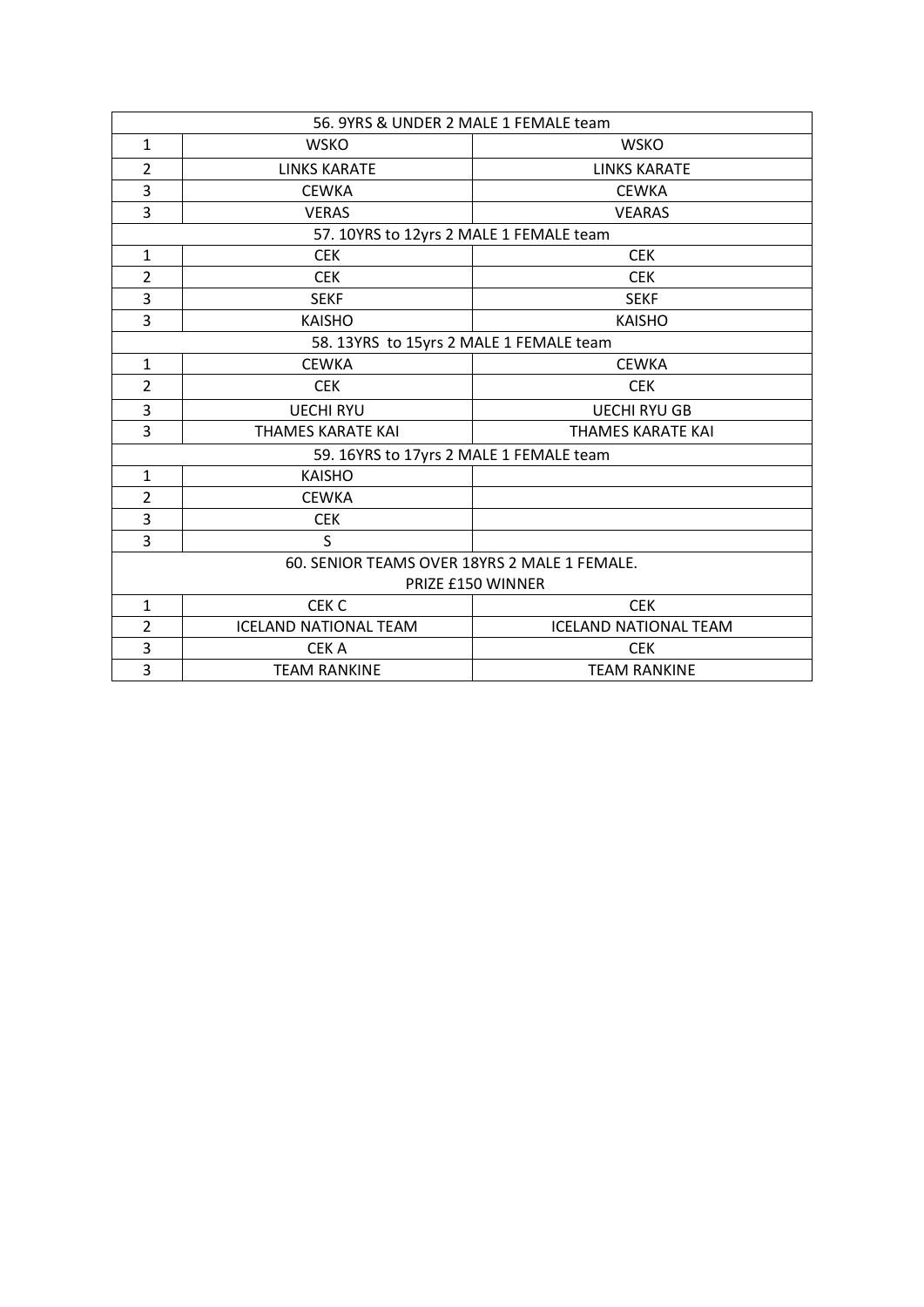| | | |
|---|---|---|
| 56. 9YRS & UNDER 2 MALE 1 FEMALE team | | |
| 1 | WSKO | WSKO |
| 2 | LINKS KARATE | LINKS KARATE |
| 3 | CEWKA | CEWKA |
| 3 | VERAS | VEARAS |
| 57. 10YRS to 12yrs 2 MALE 1 FEMALE team | | |
| 1 | CEK | CEK |
| 2 | CEK | CEK |
| 3 | SEKF | SEKF |
| 3 | KAISHO | KAISHO |
| 58. 13YRS to 15yrs 2 MALE 1 FEMALE team | | |
| 1 | CEWKA | CEWKA |
| 2 | CEK | CEK |
| 3 | UECHI RYU | UECHI RYU GB |
| 3 | THAMES KARATE KAI | THAMES KARATE KAI |
| 59. 16YRS to 17yrs 2 MALE 1 FEMALE team | | |
| 1 | KAISHO | |
| 2 | CEWKA | |
| 3 | CEK | |
| 3 | S | |
| 60. SENIOR TEAMS OVER 18YRS 2 MALE 1 FEMALE. PRIZE £150 WINNER | | |
| 1 | CEK C | CEK |
| 2 | ICELAND NATIONAL TEAM | ICELAND NATIONAL TEAM |
| 3 | CEK A | CEK |
| 3 | TEAM RANKINE | TEAM RANKINE |